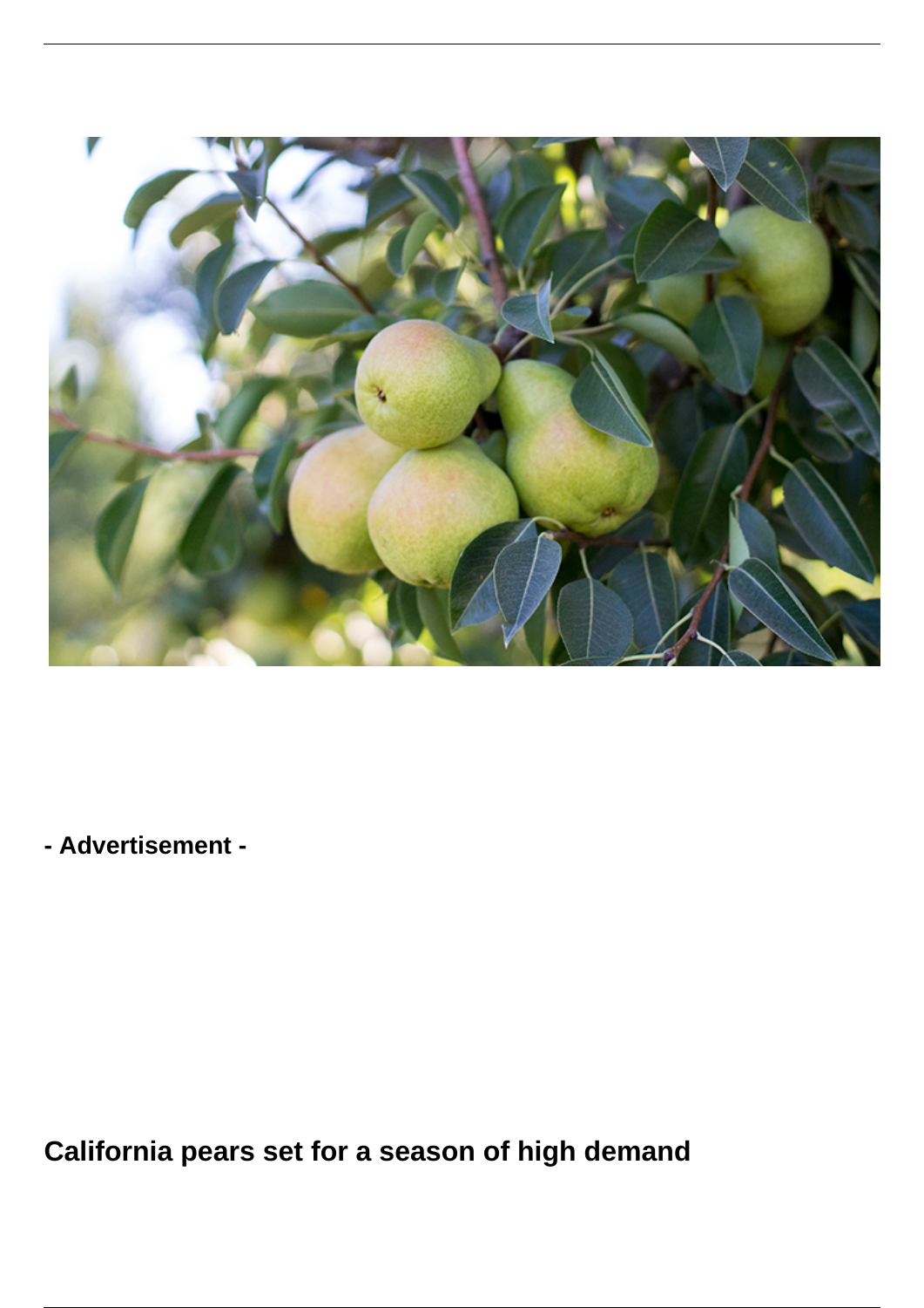- Advertisement -

# California pears set for a season of high demand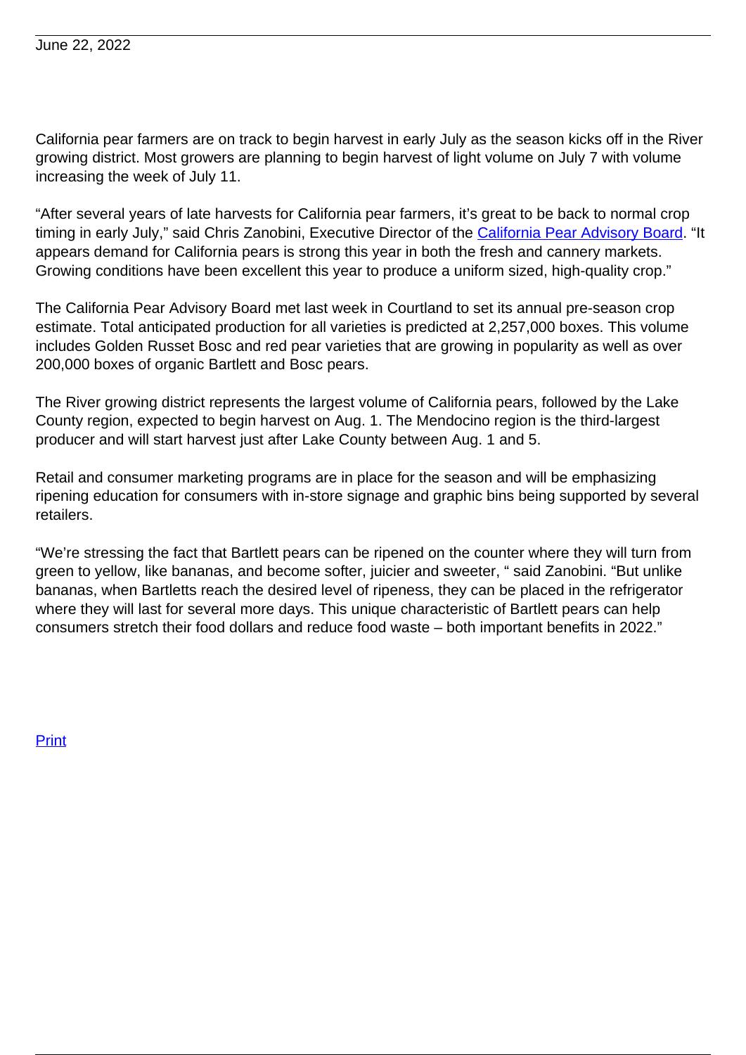June 22, 2022

California pear farmers are on track to begin harvest in early July as the season kicks off in the River growing district. Most growers are planning to begin harvest of light volume on July 7 with volume increasing the week of July 11.

“After several years of late harvests for California pear farmers, it’s great to be back to normal crop timing in early July,” said Chris Zanobini, Executive Director of the California Pear Advisory Board. “It appears demand for California pears is strong this year in both the fresh and cannery markets. Growing conditions have been excellent this year to produce a uniform sized, high-quality crop.”

The California Pear Advisory Board met last week in Courtland to set its annual pre-season crop estimate. Total anticipated production for all varieties is predicted at 2,257,000 boxes. This volume includes Golden Russet Bosc and red pear varieties that are growing in popularity as well as over 200,000 boxes of organic Bartlett and Bosc pears.

The River growing district represents the largest volume of California pears, followed by the Lake County region, expected to begin harvest on Aug. 1. The Mendocino region is the third-largest producer and will start harvest just after Lake County between Aug. 1 and 5.

Retail and consumer marketing programs are in place for the season and will be emphasizing ripening education for consumers with in-store signage and graphic bins being supported by several retailers.

“We’re stressing the fact that Bartlett pears can be ripened on the counter where they will turn from green to yellow, like bananas, and become softer, juicier and sweeter, “ said Zanobini. “But unlike bananas, when Bartletts reach the desired level of ripeness, they can be placed in the refrigerator where they will last for several more days. This unique characteristic of Bartlett pears can help consumers stretch their food dollars and reduce food waste – both important benefits in 2022.”

Print